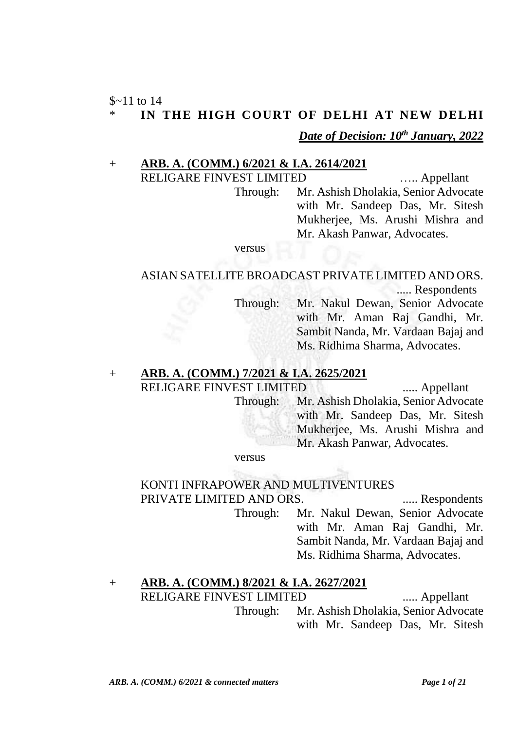$~11 to 14

\* **IN THE HIGH COURT OF DELHI AT NEW DELHI**

***Date of Decision: 10th January, 2022***

\+ **ARB. A. (COMM.) 6/2021 & I.A. 2614/2021**

RELIGARE FINVEST LIMITED ….. Appellant

Through: Mr. Ashish Dholakia, Senior Advocate with Mr. Sandeep Das, Mr. Sitesh Mukherjee, Ms. Arushi Mishra and Mr. Akash Panwar, Advocates.

versus

ASIAN SATELLITE BROADCAST PRIVATE LIMITED AND ORS. ..... Respondents

Through: Mr. Nakul Dewan, Senior Advocate with Mr. Aman Raj Gandhi, Mr. Sambit Nanda, Mr. Vardaan Bajaj and Ms. Ridhima Sharma, Advocates.

\+ **ARB. A. (COMM.) 7/2021 & I.A. 2625/2021**

RELIGARE FINVEST LIMITED ..... Appellant

Through: Mr. Ashish Dholakia, Senior Advocate with Mr. Sandeep Das, Mr. Sitesh Mukherjee, Ms. Arushi Mishra and Mr. Akash Panwar, Advocates.

versus

KONTI INFRAPOWER AND MULTIVENTURES PRIVATE LIMITED AND ORS. ..... Respondents

Through: Mr. Nakul Dewan, Senior Advocate with Mr. Aman Raj Gandhi, Mr. Sambit Nanda, Mr. Vardaan Bajaj and Ms. Ridhima Sharma, Advocates.

\+ **ARB. A. (COMM.) 8/2021 & I.A. 2627/2021**

RELIGARE FINVEST LIMITED ..... Appellant

Through: Mr. Ashish Dholakia, Senior Advocate with Mr. Sandeep Das, Mr. Sitesh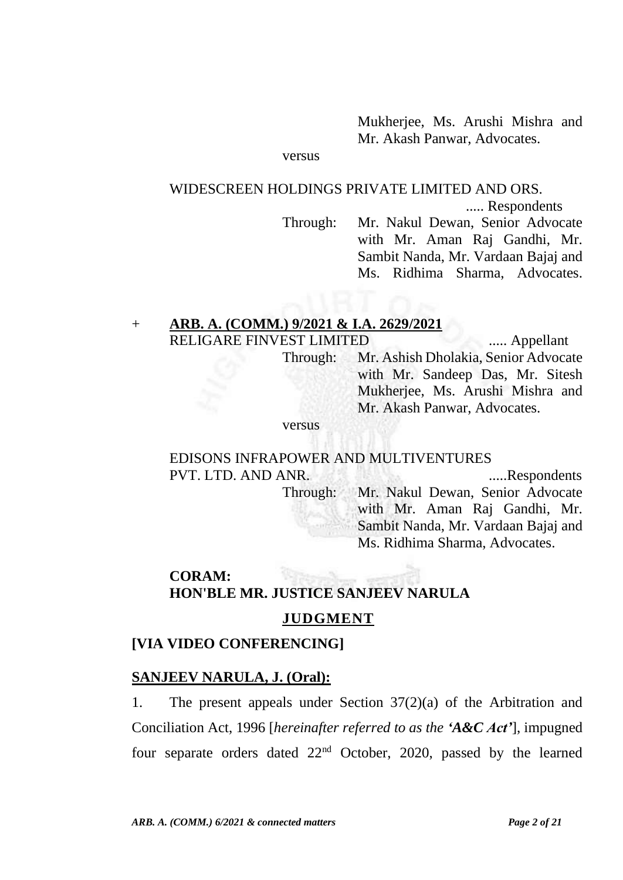Mukherjee, Ms. Arushi Mishra and Mr. Akash Panwar, Advocates.

versus

WIDESCREEN HOLDINGS PRIVATE LIMITED AND ORS. ..... Respondents

Through: Mr. Nakul Dewan, Senior Advocate with Mr. Aman Raj Gandhi, Mr. Sambit Nanda, Mr. Vardaan Bajaj and Ms. Ridhima Sharma, Advocates.

+ **ARB. A. (COMM.) 9/2021 & I.A. 2629/2021**

RELIGARE FINVEST LIMITED ..... Appellant

Through: Mr. Ashish Dholakia, Senior Advocate with Mr. Sandeep Das, Mr. Sitesh Mukherjee, Ms. Arushi Mishra and Mr. Akash Panwar, Advocates.

versus

EDISONS INFRAPOWER AND MULTIVENTURES PVT. LTD. AND ANR. .....Respondents

Through: Mr. Nakul Dewan, Senior Advocate with Mr. Aman Raj Gandhi, Mr. Sambit Nanda, Mr. Vardaan Bajaj and Ms. Ridhima Sharma, Advocates.

**CORAM:**
**HON'BLE MR. JUSTICE SANJEEV NARULA**

**JUDGMENT**

**[VIA VIDEO CONFERENCING]**

**SANJEEV NARULA, J. (Oral):**

1. The present appeals under Section 37(2)(a) of the Arbitration and Conciliation Act, 1996 [*hereinafter referred to as the* ***'A&C Act'***], impugned four separate orders dated 22nd October, 2020, passed by the learned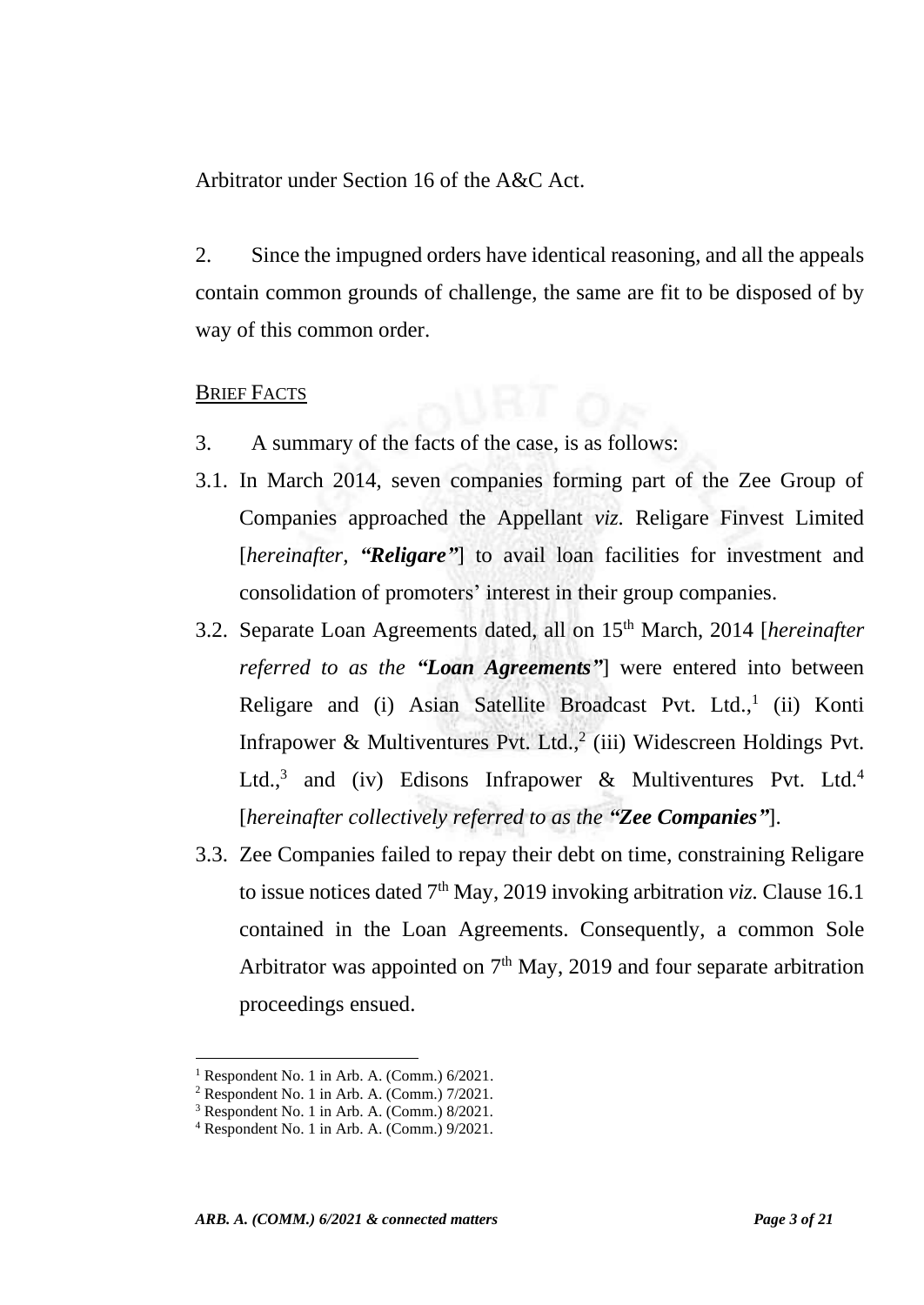Arbitrator under Section 16 of the A&C Act.

2. Since the impugned orders have identical reasoning, and all the appeals contain common grounds of challenge, the same are fit to be disposed of by way of this common order.

BRIEF FACTS

3. A summary of the facts of the case, is as follows:

3.1. In March 2014, seven companies forming part of the Zee Group of Companies approached the Appellant *viz.* Religare Finvest Limited [*hereinafter, **"Religare"***] to avail loan facilities for investment and consolidation of promoters' interest in their group companies.

3.2. Separate Loan Agreements dated, all on 15th March, 2014 [*hereinafter referred to as the **"Loan Agreements"***] were entered into between Religare and (i) Asian Satellite Broadcast Pvt. Ltd.,[1] (ii) Konti Infrapower & Multiventures Pvt. Ltd.,[2] (iii) Widescreen Holdings Pvt. Ltd.,[3] and (iv) Edisons Infrapower & Multiventures Pvt. Ltd.[4] [*hereinafter collectively referred to as the **"Zee Companies"***].

3.3. Zee Companies failed to repay their debt on time, constraining Religare to issue notices dated 7th May, 2019 invoking arbitration *viz.* Clause 16.1 contained in the Loan Agreements. Consequently, a common Sole Arbitrator was appointed on 7th May, 2019 and four separate arbitration proceedings ensued.

---

[1] Respondent No. 1 in Arb. A. (Comm.) 6/2021.

[2] Respondent No. 1 in Arb. A. (Comm.) 7/2021.

[3] Respondent No. 1 in Arb. A. (Comm.) 8/2021.

[4] Respondent No. 1 in Arb. A. (Comm.) 9/2021.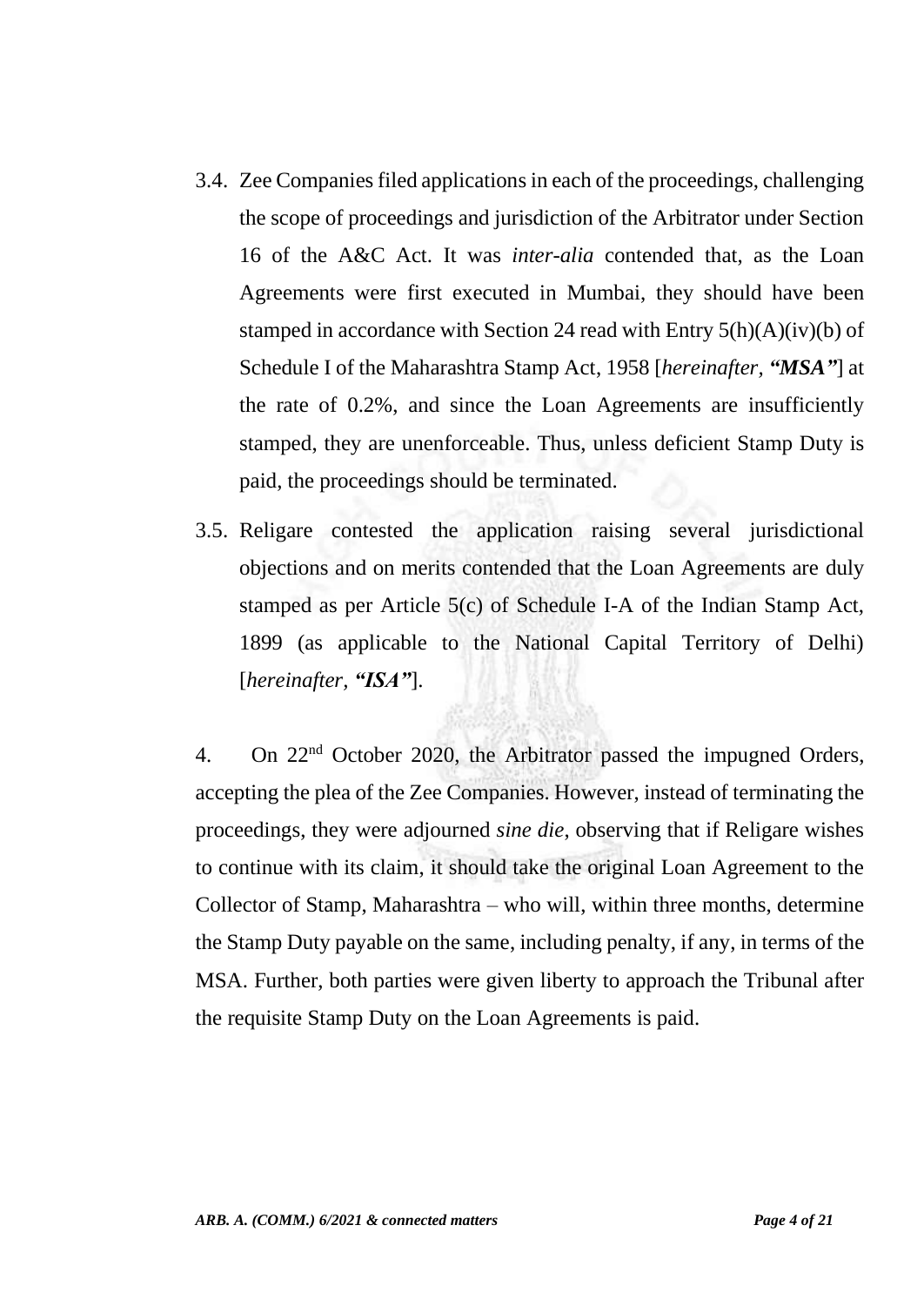3.4. Zee Companies filed applications in each of the proceedings, challenging the scope of proceedings and jurisdiction of the Arbitrator under Section 16 of the A&C Act. It was *inter-alia* contended that, as the Loan Agreements were first executed in Mumbai, they should have been stamped in accordance with Section 24 read with Entry 5(h)(A)(iv)(b) of Schedule I of the Maharashtra Stamp Act, 1958 [*hereinafter, **"MSA"***] at the rate of 0.2%, and since the Loan Agreements are insufficiently stamped, they are unenforceable. Thus, unless deficient Stamp Duty is paid, the proceedings should be terminated.

3.5. Religare contested the application raising several jurisdictional objections and on merits contended that the Loan Agreements are duly stamped as per Article 5(c) of Schedule I-A of the Indian Stamp Act, 1899 (as applicable to the National Capital Territory of Delhi) [*hereinafter, **"ISA"***].

4. On 22nd October 2020, the Arbitrator passed the impugned Orders, accepting the plea of the Zee Companies. However, instead of terminating the proceedings, they were adjourned *sine die*, observing that if Religare wishes to continue with its claim, it should take the original Loan Agreement to the Collector of Stamp, Maharashtra – who will, within three months, determine the Stamp Duty payable on the same, including penalty, if any, in terms of the MSA. Further, both parties were given liberty to approach the Tribunal after the requisite Stamp Duty on the Loan Agreements is paid.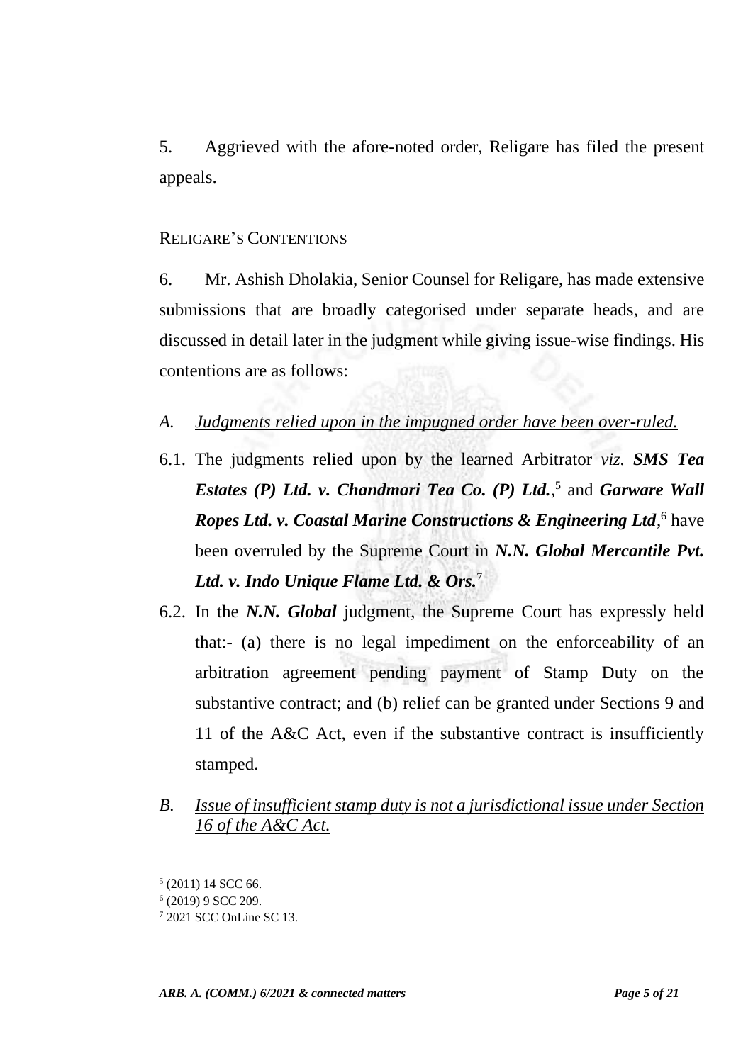5. Aggrieved with the afore-noted order, Religare has filed the present appeals.

RELIGARE'S CONTENTIONS

6. Mr. Ashish Dholakia, Senior Counsel for Religare, has made extensive submissions that are broadly categorised under separate heads, and are discussed in detail later in the judgment while giving issue-wise findings. His contentions are as follows:

*A. Judgments relied upon in the impugned order have been over-ruled.*

6.1. The judgments relied upon by the learned Arbitrator *viz.* ***SMS Tea Estates (P) Ltd. v. Chandmari Tea Co. (P) Ltd.***,[5] and ***Garware Wall Ropes Ltd. v. Coastal Marine Constructions & Engineering Ltd***,[6] have been overruled by the Supreme Court in ***N.N. Global Mercantile Pvt. Ltd. v. Indo Unique Flame Ltd. & Ors.***[7]

6.2. In the ***N.N. Global*** judgment, the Supreme Court has expressly held that:- (a) there is no legal impediment on the enforceability of an arbitration agreement pending payment of Stamp Duty on the substantive contract; and (b) relief can be granted under Sections 9 and 11 of the A&C Act, even if the substantive contract is insufficiently stamped.

*B. Issue of insufficient stamp duty is not a jurisdictional issue under Section 16 of the A&C Act.*

---

[5] (2011) 14 SCC 66.

[6] (2019) 9 SCC 209.

[7] 2021 SCC OnLine SC 13.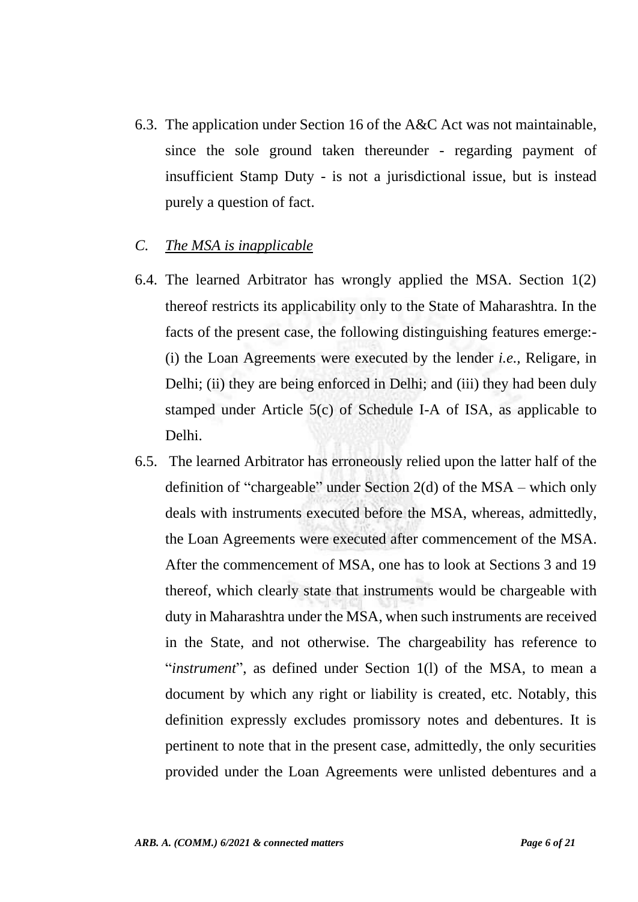6.3. The application under Section 16 of the A&C Act was not maintainable, since the sole ground taken thereunder - regarding payment of insufficient Stamp Duty - is not a jurisdictional issue, but is instead purely a question of fact.

*C. <u>The MSA is inapplicable</u>*

6.4. The learned Arbitrator has wrongly applied the MSA. Section 1(2) thereof restricts its applicability only to the State of Maharashtra. In the facts of the present case, the following distinguishing features emerge:- (i) the Loan Agreements were executed by the lender *i.e.,* Religare, in Delhi; (ii) they are being enforced in Delhi; and (iii) they had been duly stamped under Article 5(c) of Schedule I-A of ISA, as applicable to Delhi.

6.5. The learned Arbitrator has erroneously relied upon the latter half of the definition of "chargeable" under Section 2(d) of the MSA – which only deals with instruments executed before the MSA, whereas, admittedly, the Loan Agreements were executed after commencement of the MSA. After the commencement of MSA, one has to look at Sections 3 and 19 thereof, which clearly state that instruments would be chargeable with duty in Maharashtra under the MSA, when such instruments are received in the State, and not otherwise. The chargeability has reference to "*instrument*", as defined under Section 1(l) of the MSA, to mean a document by which any right or liability is created, etc. Notably, this definition expressly excludes promissory notes and debentures. It is pertinent to note that in the present case, admittedly, the only securities provided under the Loan Agreements were unlisted debentures and a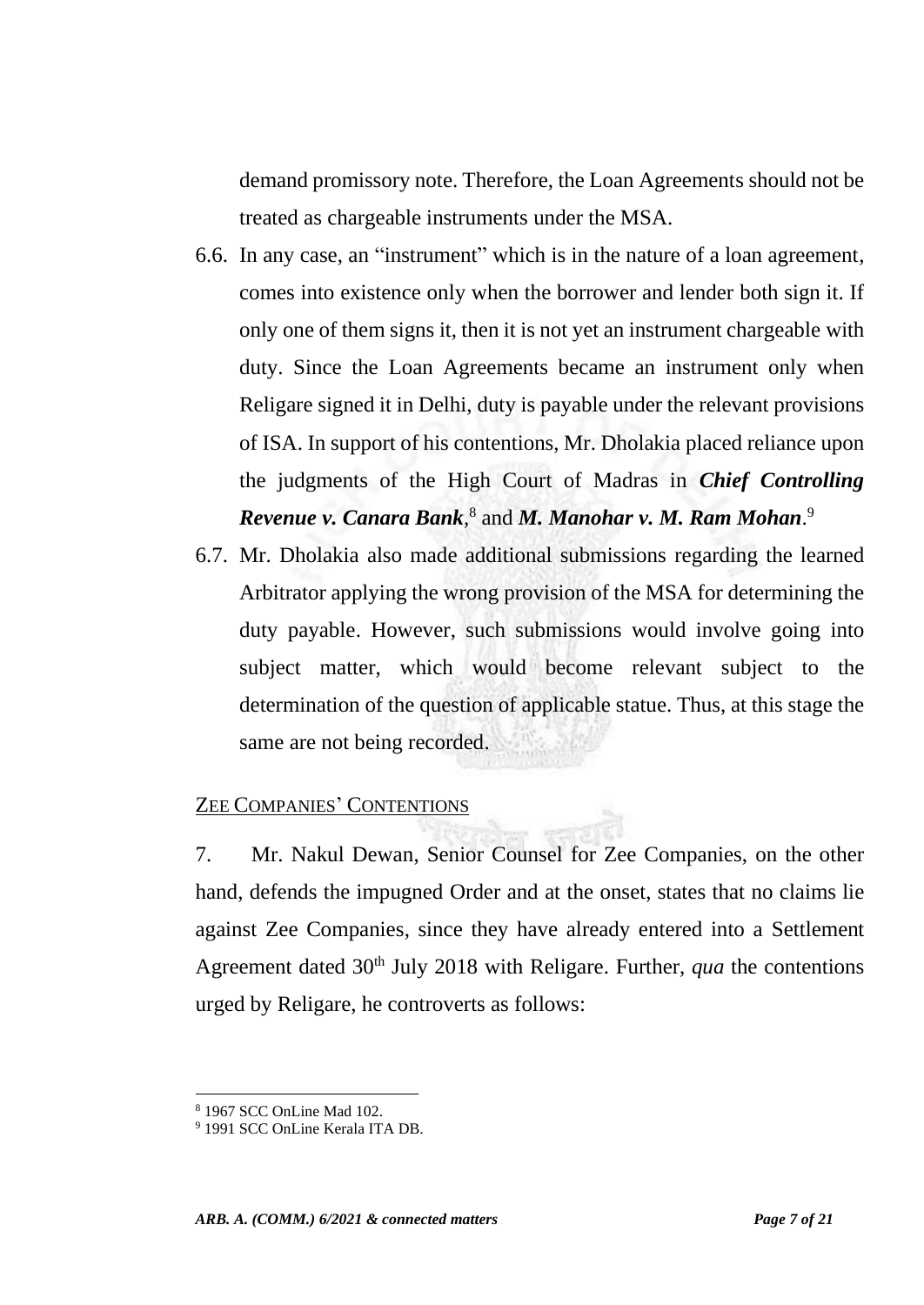demand promissory note. Therefore, the Loan Agreements should not be treated as chargeable instruments under the MSA.

6.6. In any case, an "instrument" which is in the nature of a loan agreement, comes into existence only when the borrower and lender both sign it. If only one of them signs it, then it is not yet an instrument chargeable with duty. Since the Loan Agreements became an instrument only when Religare signed it in Delhi, duty is payable under the relevant provisions of ISA. In support of his contentions, Mr. Dholakia placed reliance upon the judgments of the High Court of Madras in ***Chief Controlling Revenue v. Canara Bank***,[8] and ***M. Manohar v. M. Ram Mohan***.[9]

6.7. Mr. Dholakia also made additional submissions regarding the learned Arbitrator applying the wrong provision of the MSA for determining the duty payable. However, such submissions would involve going into subject matter, which would become relevant subject to the determination of the question of applicable statue. Thus, at this stage the same are not being recorded.

ZEE COMPANIES' CONTENTIONS

7. Mr. Nakul Dewan, Senior Counsel for Zee Companies, on the other hand, defends the impugned Order and at the onset, states that no claims lie against Zee Companies, since they have already entered into a Settlement Agreement dated 30th July 2018 with Religare. Further, *qua* the contentions urged by Religare, he controverts as follows:

---

[8] 1967 SCC OnLine Mad 102.

[9] 1991 SCC OnLine Kerala ITA DB.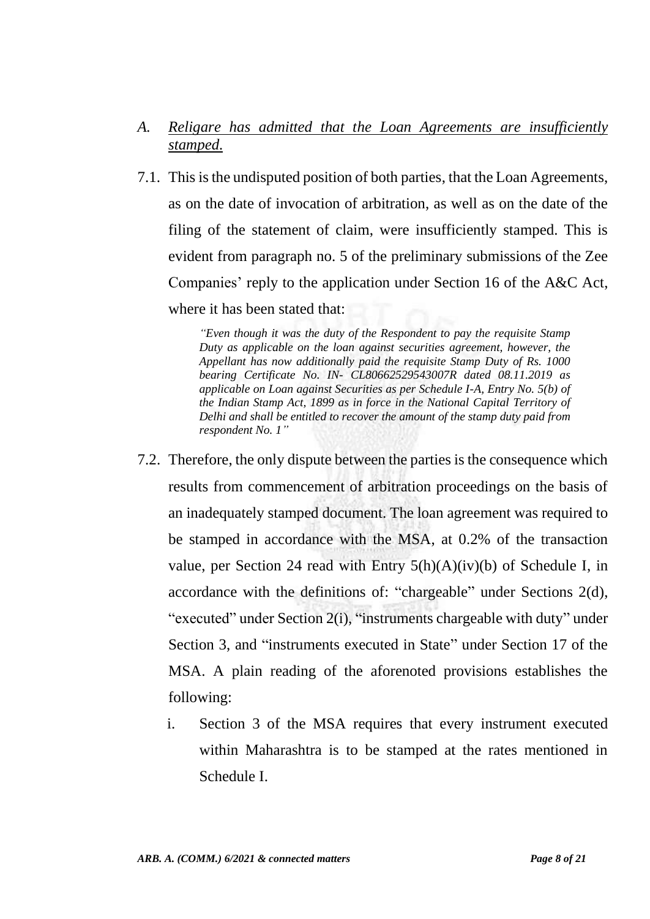*A. <u>Religare has admitted that the Loan Agreements are insufficiently stamped.</u>*

7.1. This is the undisputed position of both parties, that the Loan Agreements, as on the date of invocation of arbitration, as well as on the date of the filing of the statement of claim, were insufficiently stamped. This is evident from paragraph no. 5 of the preliminary submissions of the Zee Companies' reply to the application under Section 16 of the A&C Act, where it has been stated that:

> *"Even though it was the duty of the Respondent to pay the requisite Stamp Duty as applicable on the loan against securities agreement, however, the Appellant has now additionally paid the requisite Stamp Duty of Rs. 1000 bearing Certificate No. IN- CL80662529543007R dated 08.11.2019 as applicable on Loan against Securities as per Schedule I-A, Entry No. 5(b) of the Indian Stamp Act, 1899 as in force in the National Capital Territory of Delhi and shall be entitled to recover the amount of the stamp duty paid from respondent No. 1"*

7.2. Therefore, the only dispute between the parties is the consequence which results from commencement of arbitration proceedings on the basis of an inadequately stamped document. The loan agreement was required to be stamped in accordance with the MSA, at 0.2% of the transaction value, per Section 24 read with Entry 5(h)(A)(iv)(b) of Schedule I, in accordance with the definitions of: "chargeable" under Sections 2(d), "executed" under Section 2(i), "instruments chargeable with duty" under Section 3, and "instruments executed in State" under Section 17 of the MSA. A plain reading of the aforenoted provisions establishes the following:

i. Section 3 of the MSA requires that every instrument executed within Maharashtra is to be stamped at the rates mentioned in Schedule I.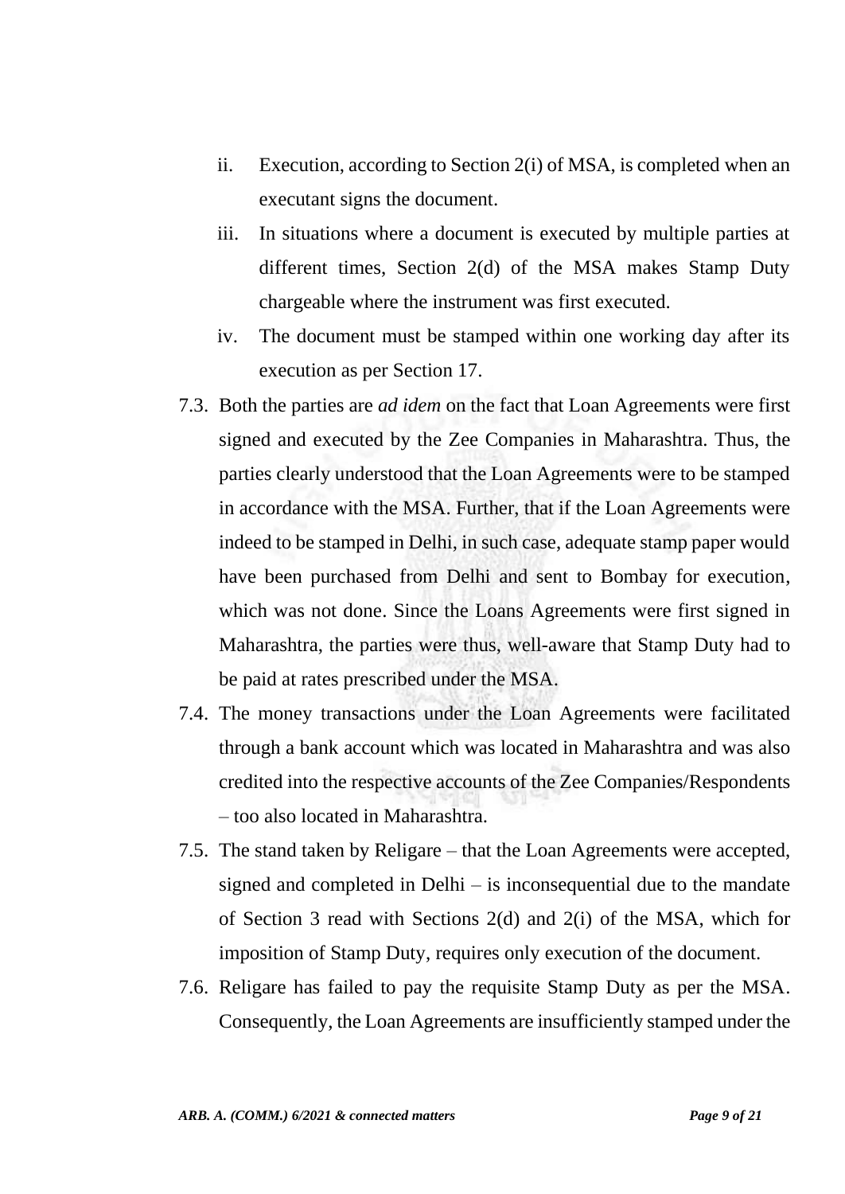ii. Execution, according to Section 2(i) of MSA, is completed when an executant signs the document.

iii. In situations where a document is executed by multiple parties at different times, Section 2(d) of the MSA makes Stamp Duty chargeable where the instrument was first executed.

iv. The document must be stamped within one working day after its execution as per Section 17.

7.3. Both the parties are *ad idem* on the fact that Loan Agreements were first signed and executed by the Zee Companies in Maharashtra. Thus, the parties clearly understood that the Loan Agreements were to be stamped in accordance with the MSA. Further, that if the Loan Agreements were indeed to be stamped in Delhi, in such case, adequate stamp paper would have been purchased from Delhi and sent to Bombay for execution, which was not done. Since the Loans Agreements were first signed in Maharashtra, the parties were thus, well-aware that Stamp Duty had to be paid at rates prescribed under the MSA.

7.4. The money transactions under the Loan Agreements were facilitated through a bank account which was located in Maharashtra and was also credited into the respective accounts of the Zee Companies/Respondents – too also located in Maharashtra.

7.5. The stand taken by Religare – that the Loan Agreements were accepted, signed and completed in Delhi – is inconsequential due to the mandate of Section 3 read with Sections 2(d) and 2(i) of the MSA, which for imposition of Stamp Duty, requires only execution of the document.

7.6. Religare has failed to pay the requisite Stamp Duty as per the MSA. Consequently, the Loan Agreements are insufficiently stamped under the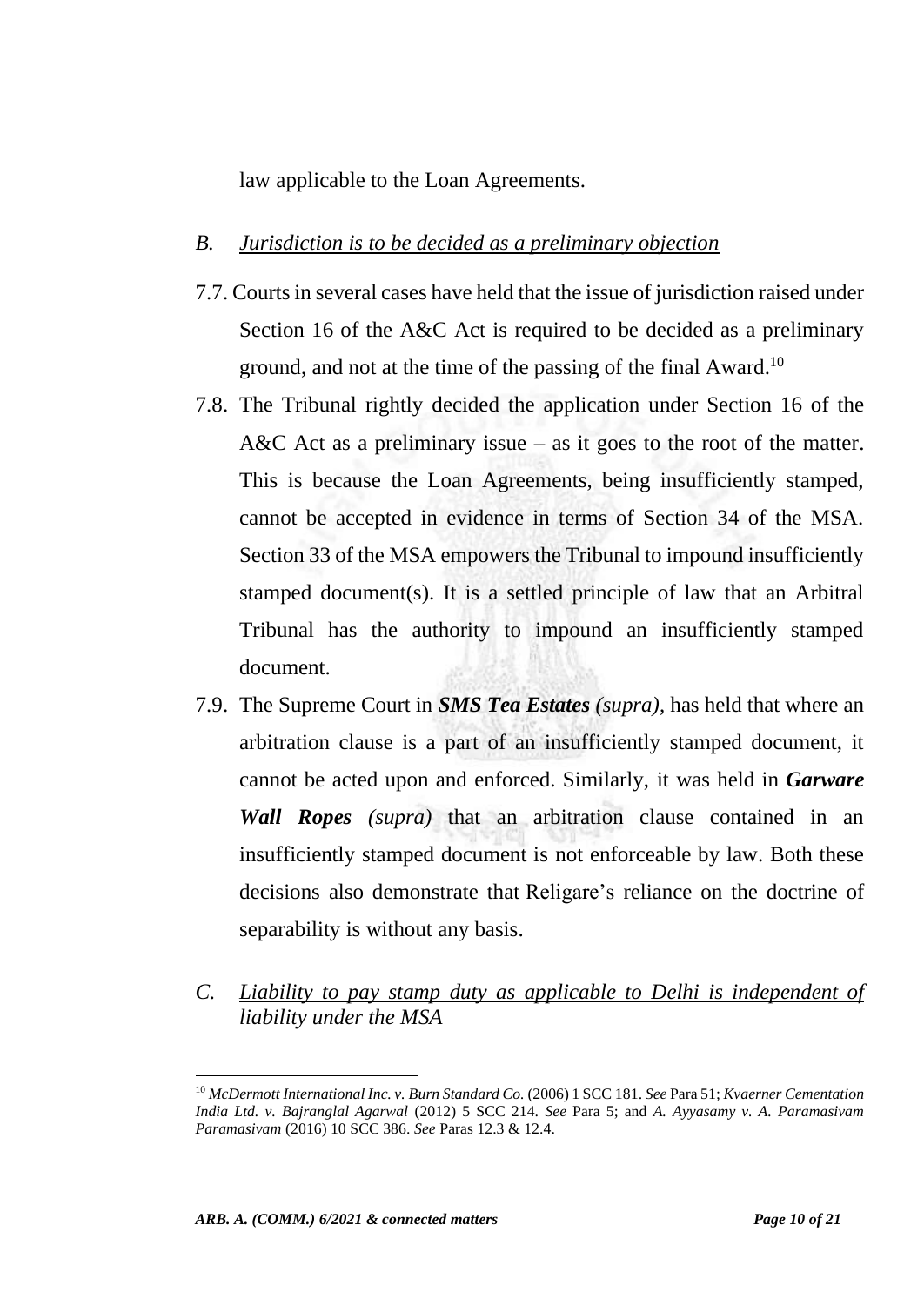law applicable to the Loan Agreements.

*B. <u>Jurisdiction is to be decided as a preliminary objection</u>*

7.7. Courts in several cases have held that the issue of jurisdiction raised under Section 16 of the A&C Act is required to be decided as a preliminary ground, and not at the time of the passing of the final Award.[10]

7.8. The Tribunal rightly decided the application under Section 16 of the A&C Act as a preliminary issue – as it goes to the root of the matter. This is because the Loan Agreements, being insufficiently stamped, cannot be accepted in evidence in terms of Section 34 of the MSA. Section 33 of the MSA empowers the Tribunal to impound insufficiently stamped document(s). It is a settled principle of law that an Arbitral Tribunal has the authority to impound an insufficiently stamped document.

7.9. The Supreme Court in ***SMS Tea Estates*** *(supra)*, has held that where an arbitration clause is a part of an insufficiently stamped document, it cannot be acted upon and enforced. Similarly, it was held in ***Garware Wall Ropes*** *(supra)* that an arbitration clause contained in an insufficiently stamped document is not enforceable by law. Both these decisions also demonstrate that Religare's reliance on the doctrine of separability is without any basis.

*C. <u>Liability to pay stamp duty as applicable to Delhi is independent of liability under the MSA</u>*

---

[10] *McDermott International Inc. v. Burn Standard Co.* (2006) 1 SCC 181. *See* Para 51; *Kvaerner Cementation India Ltd. v. Bajranglal Agarwal* (2012) 5 SCC 214. *See* Para 5; and *A. Ayyasamy v. A. Paramasivam Paramasivam* (2016) 10 SCC 386. *See* Paras 12.3 & 12.4.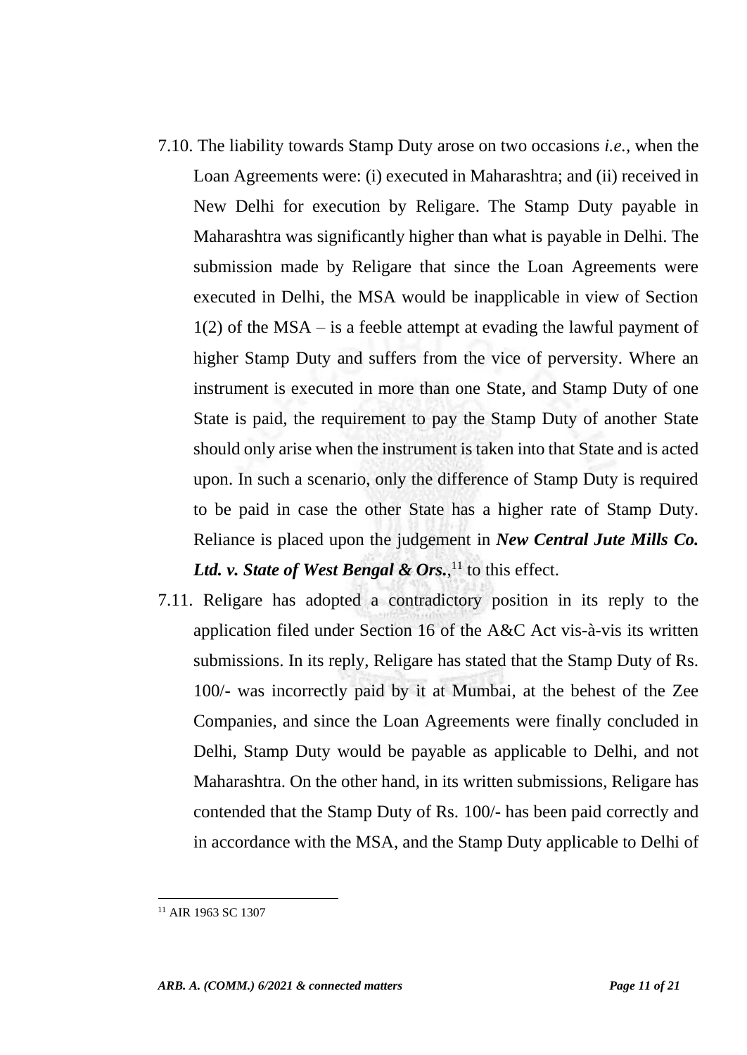7.10. The liability towards Stamp Duty arose on two occasions *i.e.*, when the Loan Agreements were: (i) executed in Maharashtra; and (ii) received in New Delhi for execution by Religare. The Stamp Duty payable in Maharashtra was significantly higher than what is payable in Delhi. The submission made by Religare that since the Loan Agreements were executed in Delhi, the MSA would be inapplicable in view of Section 1(2) of the MSA – is a feeble attempt at evading the lawful payment of higher Stamp Duty and suffers from the vice of perversity. Where an instrument is executed in more than one State, and Stamp Duty of one State is paid, the requirement to pay the Stamp Duty of another State should only arise when the instrument is taken into that State and is acted upon. In such a scenario, only the difference of Stamp Duty is required to be paid in case the other State has a higher rate of Stamp Duty. Reliance is placed upon the judgement in ***New Central Jute Mills Co. Ltd. v. State of West Bengal & Ors.***,[11] to this effect.

7.11. Religare has adopted a contradictory position in its reply to the application filed under Section 16 of the A&C Act vis-à-vis its written submissions. In its reply, Religare has stated that the Stamp Duty of Rs. 100/- was incorrectly paid by it at Mumbai, at the behest of the Zee Companies, and since the Loan Agreements were finally concluded in Delhi, Stamp Duty would be payable as applicable to Delhi, and not Maharashtra. On the other hand, in its written submissions, Religare has contended that the Stamp Duty of Rs. 100/- has been paid correctly and in accordance with the MSA, and the Stamp Duty applicable to Delhi of

[11] AIR 1963 SC 1307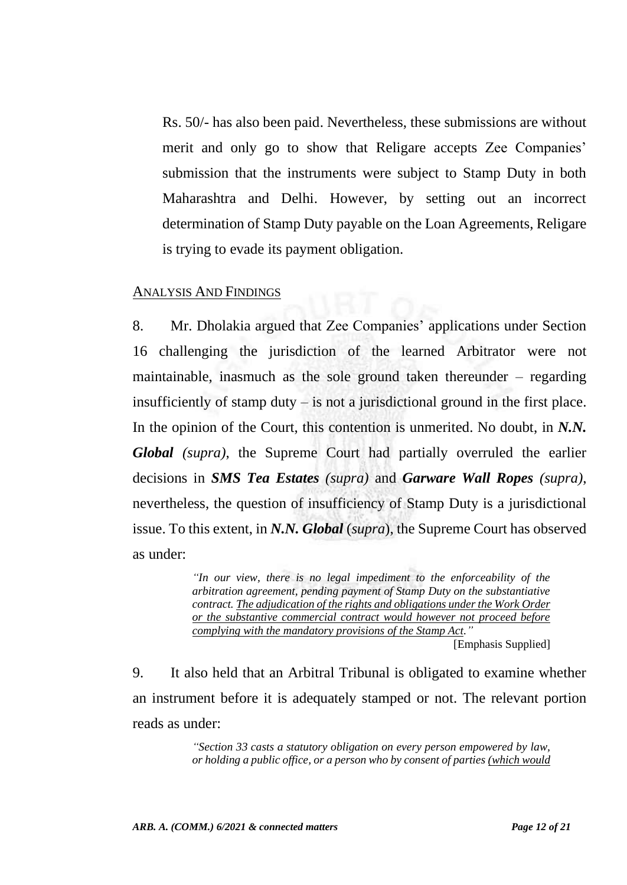Rs. 50/- has also been paid. Nevertheless, these submissions are without merit and only go to show that Religare accepts Zee Companies' submission that the instruments were subject to Stamp Duty in both Maharashtra and Delhi. However, by setting out an incorrect determination of Stamp Duty payable on the Loan Agreements, Religare is trying to evade its payment obligation.

## <u>ANALYSIS AND FINDINGS</u>

8. Mr. Dholakia argued that Zee Companies' applications under Section 16 challenging the jurisdiction of the learned Arbitrator were not maintainable, inasmuch as the sole ground taken thereunder – regarding insufficiently of stamp duty – is not a jurisdictional ground in the first place. In the opinion of the Court, this contention is unmerited. No doubt, in ***N.N. Global*** *(supra)*, the Supreme Court had partially overruled the earlier decisions in ***SMS Tea Estates*** *(supra)* and ***Garware Wall Ropes*** *(supra)*, nevertheless, the question of insufficiency of Stamp Duty is a jurisdictional issue. To this extent, in ***N.N. Global*** (*supra*), the Supreme Court has observed as under:

> *"In our view, there is no legal impediment to the enforceability of the arbitration agreement, pending payment of Stamp Duty on the substantiative contract. <u>The adjudication of the rights and obligations under the Work Order or the substantive commercial contract would however not proceed before complying with the mandatory provisions of the Stamp Act</u>."*
>
> [Emphasis Supplied]

9. It also held that an Arbitral Tribunal is obligated to examine whether an instrument before it is adequately stamped or not. The relevant portion reads as under:

> *"Section 33 casts a statutory obligation on every person empowered by law, or holding a public office, or a person who by consent of parties <u>(which would</u>*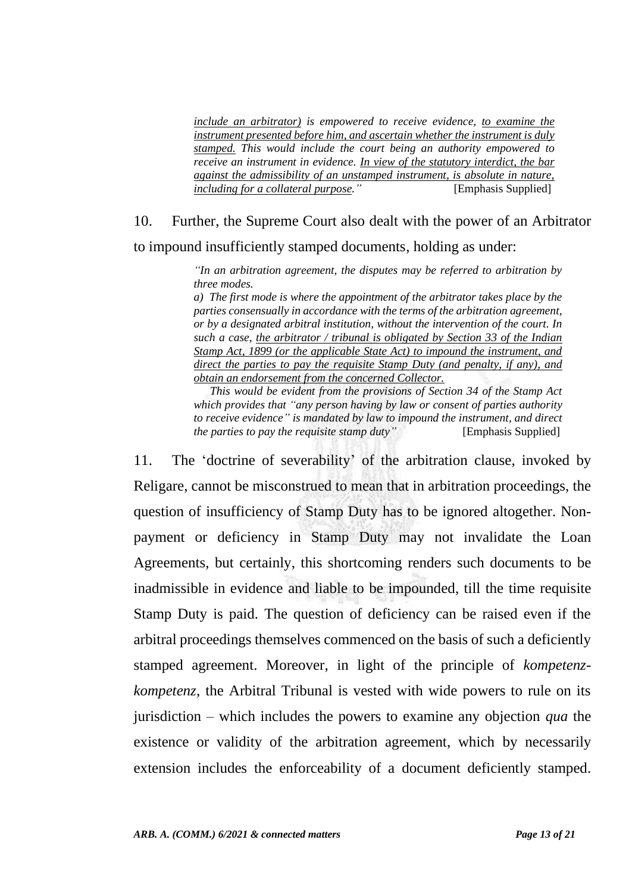> *include an arbitrator) is empowered to receive evidence, to examine the instrument presented before him, and ascertain whether the instrument is duly stamped. This would include the court being an authority empowered to receive an instrument in evidence. In view of the statutory interdict, the bar against the admissibility of an unstamped instrument, is absolute in nature, including for a collateral purpose."* [Emphasis Supplied]

10. Further, the Supreme Court also dealt with the power of an Arbitrator to impound insufficiently stamped documents, holding as under:

> *"In an arbitration agreement, the disputes may be referred to arbitration by three modes.*
>
> *a) The first mode is where the appointment of the arbitrator takes place by the parties consensually in accordance with the terms of the arbitration agreement, or by a designated arbitral institution, without the intervention of the court. In such a case, the arbitrator / tribunal is obligated by Section 33 of the Indian Stamp Act, 1899 (or the applicable State Act) to impound the instrument, and direct the parties to pay the requisite Stamp Duty (and penalty, if any), and obtain an endorsement from the concerned Collector.*
>
> *This would be evident from the provisions of Section 34 of the Stamp Act which provides that "any person having by law or consent of parties authority to receive evidence" is mandated by law to impound the instrument, and direct the parties to pay the requisite stamp duty"* [Emphasis Supplied]

11. The 'doctrine of severability' of the arbitration clause, invoked by Religare, cannot be misconstrued to mean that in arbitration proceedings, the question of insufficiency of Stamp Duty has to be ignored altogether. Non-payment or deficiency in Stamp Duty may not invalidate the Loan Agreements, but certainly, this shortcoming renders such documents to be inadmissible in evidence and liable to be impounded, till the time requisite Stamp Duty is paid. The question of deficiency can be raised even if the arbitral proceedings themselves commenced on the basis of such a deficiently stamped agreement. Moreover, in light of the principle of *kompetenz-kompetenz*, the Arbitral Tribunal is vested with wide powers to rule on its jurisdiction – which includes the powers to examine any objection *qua* the existence or validity of the arbitration agreement, which by necessarily extension includes the enforceability of a document deficiently stamped.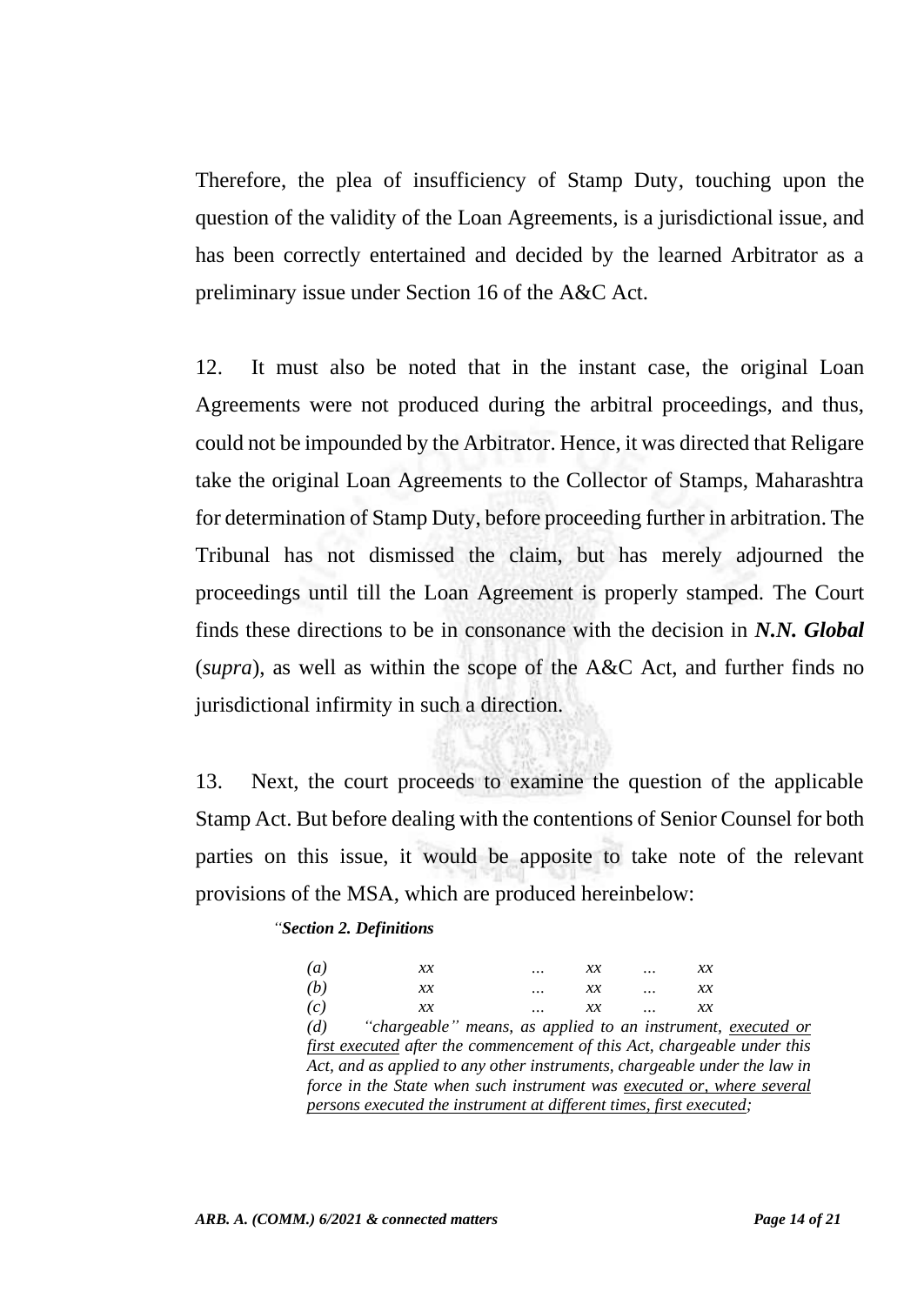Therefore, the plea of insufficiency of Stamp Duty, touching upon the question of the validity of the Loan Agreements, is a jurisdictional issue, and has been correctly entertained and decided by the learned Arbitrator as a preliminary issue under Section 16 of the A&C Act.

12. It must also be noted that in the instant case, the original Loan Agreements were not produced during the arbitral proceedings, and thus, could not be impounded by the Arbitrator. Hence, it was directed that Religare take the original Loan Agreements to the Collector of Stamps, Maharashtra for determination of Stamp Duty, before proceeding further in arbitration. The Tribunal has not dismissed the claim, but has merely adjourned the proceedings until till the Loan Agreement is properly stamped. The Court finds these directions to be in consonance with the decision in ***N.N. Global*** (*supra*), as well as within the scope of the A&C Act, and further finds no jurisdictional infirmity in such a direction.

13. Next, the court proceeds to examine the question of the applicable Stamp Act. But before dealing with the contentions of Senior Counsel for both parties on this issue, it would be apposite to take note of the relevant provisions of the MSA, which are produced hereinbelow:

> *"**Section 2. Definitions***
>
> *(a) xx ... xx ... xx*
> *(b) xx ... xx ... xx*
> *(c) xx ... xx ... xx*
> *(d) "chargeable" means, as applied to an instrument, <u>executed or first executed</u> after the commencement of this Act, chargeable under this Act, and as applied to any other instruments, chargeable under the law in force in the State when such instrument was <u>executed or, where several persons executed the instrument at different times, first executed</u>;*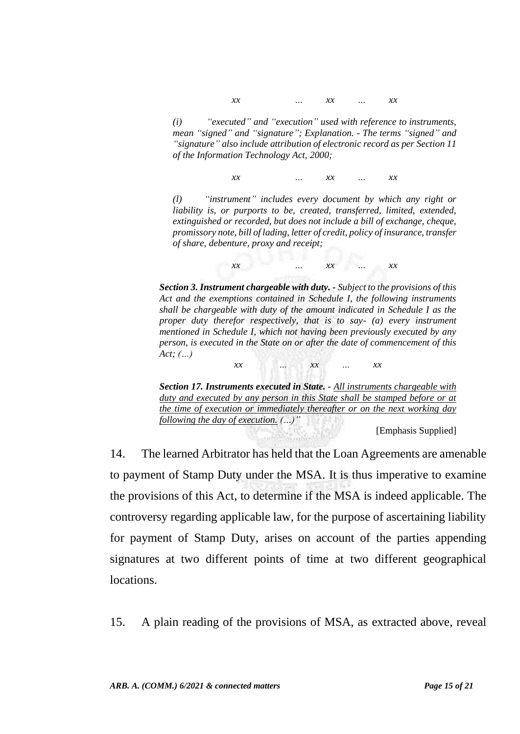*xx … xx … xx*

*(i) "executed" and "execution" used with reference to instruments, mean "signed" and "signature"; Explanation. - The terms "signed" and "signature" also include attribution of electronic record as per Section 11 of the Information Technology Act, 2000;*

*xx … xx … xx*

*(l) "instrument" includes every document by which any right or liability is, or purports to be, created, transferred, limited, extended, extinguished or recorded, but does not include a bill of exchange, cheque, promissory note, bill of lading, letter of credit, policy of insurance, transfer of share, debenture, proxy and receipt;*

*xx … xx … xx*

***Section 3. Instrument chargeable with duty.** - Subject to the provisions of this Act and the exemptions contained in Schedule I, the following instruments shall be chargeable with duty of the amount indicated in Schedule I as the proper duty therefor respectively, that is to say- (a) every instrument mentioned in Schedule I, which not having been previously executed by any person, is executed in the State on or after the date of commencement of this Act; (…)*

*xx … xx … xx*

***Section 17. Instruments executed in State.** - <u>All instruments chargeable with duty and executed by any person in this State shall be stamped before or at the time of execution or immediately thereafter or on the next working day following the day of execution. (…)</u>"*

[Emphasis Supplied]

14. The learned Arbitrator has held that the Loan Agreements are amenable to payment of Stamp Duty under the MSA. It is thus imperative to examine the provisions of this Act, to determine if the MSA is indeed applicable. The controversy regarding applicable law, for the purpose of ascertaining liability for payment of Stamp Duty, arises on account of the parties appending signatures at two different points of time at two different geographical locations.

15. A plain reading of the provisions of MSA, as extracted above, reveal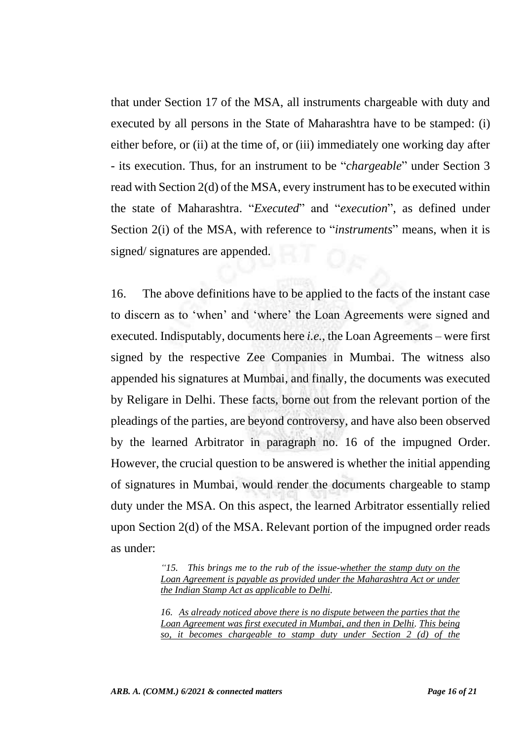that under Section 17 of the MSA, all instruments chargeable with duty and executed by all persons in the State of Maharashtra have to be stamped: (i) either before, or (ii) at the time of, or (iii) immediately one working day after - its execution. Thus, for an instrument to be "*chargeable*" under Section 3 read with Section 2(d) of the MSA, every instrument has to be executed within the state of Maharashtra. "*Executed*" and "*execution*", as defined under Section 2(i) of the MSA, with reference to "*instruments*" means, when it is signed/ signatures are appended.

16. The above definitions have to be applied to the facts of the instant case to discern as to 'when' and 'where' the Loan Agreements were signed and executed. Indisputably, documents here *i.e.*, the Loan Agreements – were first signed by the respective Zee Companies in Mumbai. The witness also appended his signatures at Mumbai, and finally, the documents was executed by Religare in Delhi. These facts, borne out from the relevant portion of the pleadings of the parties, are beyond controversy, and have also been observed by the learned Arbitrator in paragraph no. 16 of the impugned Order. However, the crucial question to be answered is whether the initial appending of signatures in Mumbai, would render the documents chargeable to stamp duty under the MSA. On this aspect, the learned Arbitrator essentially relied upon Section 2(d) of the MSA. Relevant portion of the impugned order reads as under:

> *"15. This brings me to the rub of the issue-<u>whether the stamp duty on the Loan Agreement is payable as provided under the Maharashtra Act or under the Indian Stamp Act as applicable to Delhi</u>.*
>
> *16. <u>As already noticed above there is no dispute between the parties that the Loan Agreement was first executed in Mumbai, and then in Delhi</u>. <u>This being so, it becomes chargeable to stamp duty under Section 2 (d) of the</u>*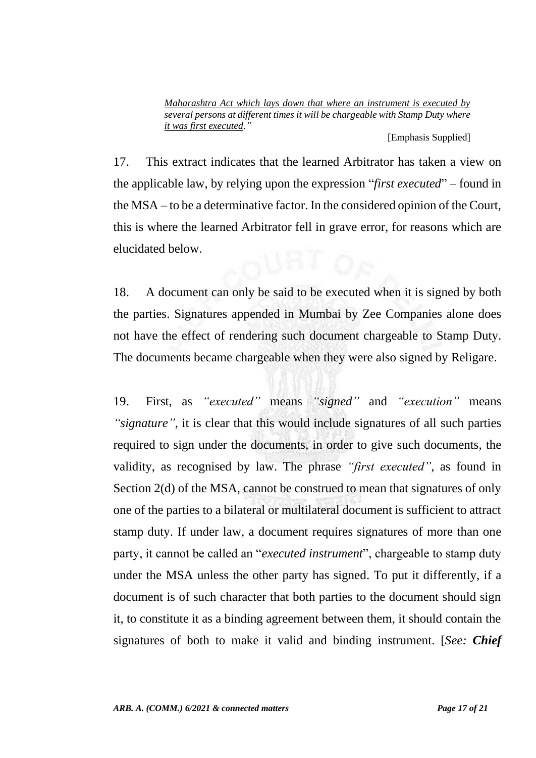> *Maharashtra Act which lays down that where an instrument is executed by several persons at different times it will be chargeable with Stamp Duty where it was first executed."*
>
> [Emphasis Supplied]

17. This extract indicates that the learned Arbitrator has taken a view on the applicable law, by relying upon the expression "*first executed*" – found in the MSA – to be a determinative factor. In the considered opinion of the Court, this is where the learned Arbitrator fell in grave error, for reasons which are elucidated below.

18. A document can only be said to be executed when it is signed by both the parties. Signatures appended in Mumbai by Zee Companies alone does not have the effect of rendering such document chargeable to Stamp Duty. The documents became chargeable when they were also signed by Religare.

19. First, as *"executed"* means *"signed"* and *"execution"* means *"signature"*, it is clear that this would include signatures of all such parties required to sign under the documents, in order to give such documents, the validity, as recognised by law. The phrase *"first executed"*, as found in Section 2(d) of the MSA, cannot be construed to mean that signatures of only one of the parties to a bilateral or multilateral document is sufficient to attract stamp duty. If under law, a document requires signatures of more than one party, it cannot be called an "*executed instrument*", chargeable to stamp duty under the MSA unless the other party has signed. To put it differently, if a document is of such character that both parties to the document should sign it, to constitute it as a binding agreement between them, it should contain the signatures of both to make it valid and binding instrument. [*See:* ***Chief***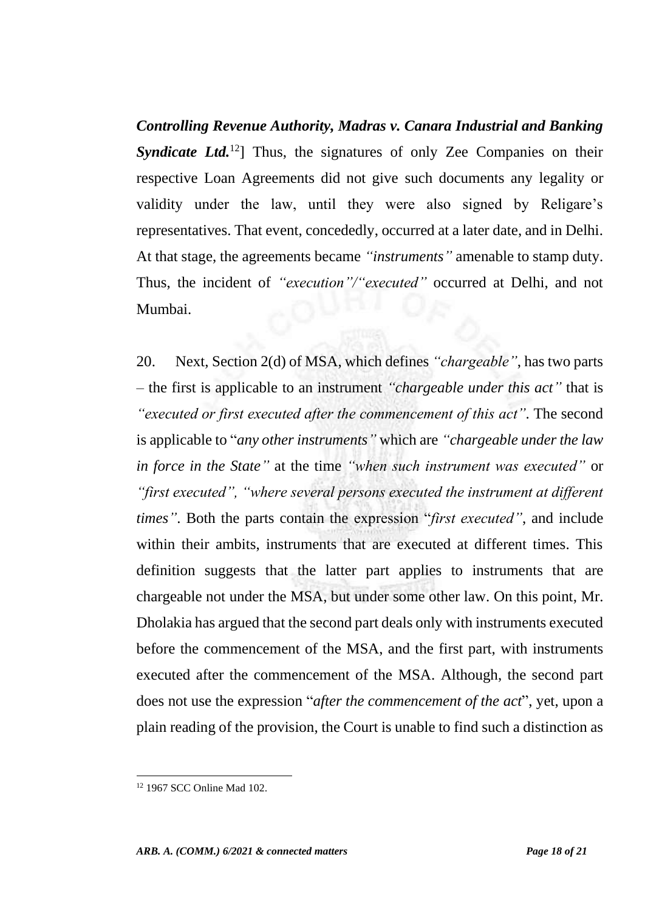***Controlling Revenue Authority, Madras v. Canara Industrial and Banking Syndicate Ltd.***[12]] Thus, the signatures of only Zee Companies on their respective Loan Agreements did not give such documents any legality or validity under the law, until they were also signed by Religare's representatives. That event, concededly, occurred at a later date, and in Delhi. At that stage, the agreements became *"instruments"* amenable to stamp duty. Thus, the incident of *"execution"/"executed"* occurred at Delhi, and not Mumbai.

20. Next, Section 2(d) of MSA, which defines *"chargeable"*, has two parts – the first is applicable to an instrument *"chargeable under this act"* that is *"executed or first executed after the commencement of this act"*. The second is applicable to "*any other instruments"* which are *"chargeable under the law in force in the State"* at the time *"when such instrument was executed"* or *"first executed", "where several persons executed the instrument at different times"*. Both the parts contain the expression "*first executed"*, and include within their ambits, instruments that are executed at different times. This definition suggests that the latter part applies to instruments that are chargeable not under the MSA, but under some other law. On this point, Mr. Dholakia has argued that the second part deals only with instruments executed before the commencement of the MSA, and the first part, with instruments executed after the commencement of the MSA. Although, the second part does not use the expression "*after the commencement of the act*", yet, upon a plain reading of the provision, the Court is unable to find such a distinction as

---

[12] 1967 SCC Online Mad 102.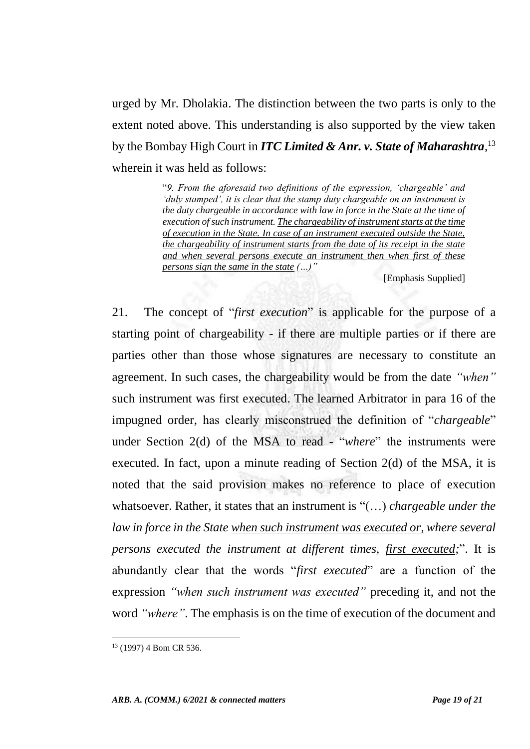urged by Mr. Dholakia. The distinction between the two parts is only to the extent noted above. This understanding is also supported by the view taken by the Bombay High Court in ***ITC Limited & Anr. v. State of Maharashtra***,[13] wherein it was held as follows:

> "*9. From the aforesaid two definitions of the expression, 'chargeable' and 'duly stamped', it is clear that the stamp duty chargeable on an instrument is the duty chargeable in accordance with law in force in the State at the time of execution of such instrument. <u>The chargeability of instrument starts at the time of execution in the State. In case of an instrument executed outside the State, the chargeability of instrument starts from the date of its receipt in the state and when several persons execute an instrument then when first of these persons sign the same in the state</u> (…)*"
>
> [Emphasis Supplied]

21. The concept of "*first execution*" is applicable for the purpose of a starting point of chargeability - if there are multiple parties or if there are parties other than those whose signatures are necessary to constitute an agreement. In such cases, the chargeability would be from the date *"when"* such instrument was first executed. The learned Arbitrator in para 16 of the impugned order, has clearly misconstrued the definition of "*chargeable*" under Section 2(d) of the MSA to read - "*where*" the instruments were executed. In fact, upon a minute reading of Section 2(d) of the MSA, it is noted that the said provision makes no reference to place of execution whatsoever. Rather, it states that an instrument is "(…) *chargeable under the law in force in the State <u>when such instrument was executed or,</u> where several persons executed the instrument at different times, <u>first executed</u>;*". It is abundantly clear that the words "*first executed*" are a function of the expression *"when such instrument was executed"* preceding it, and not the word *"where"*. The emphasis is on the time of execution of the document and

[13] (1997) 4 Bom CR 536.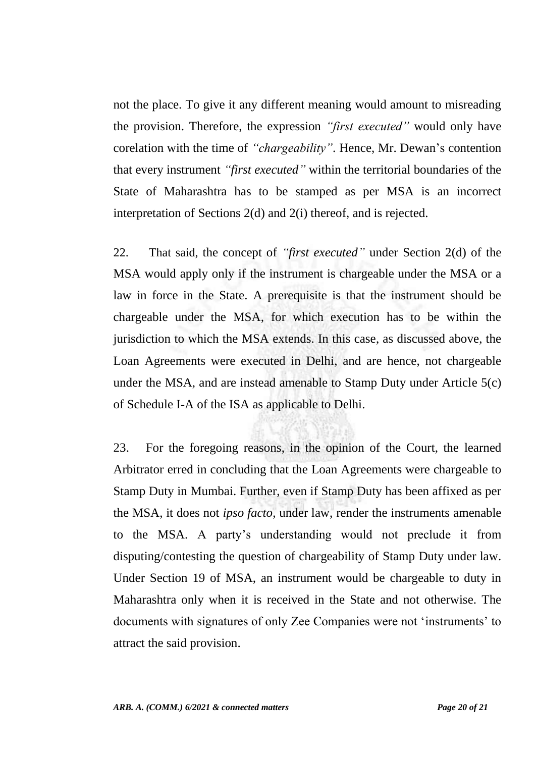not the place. To give it any different meaning would amount to misreading the provision. Therefore, the expression *"first executed"* would only have corelation with the time of *"chargeability"*. Hence, Mr. Dewan's contention that every instrument *"first executed"* within the territorial boundaries of the State of Maharashtra has to be stamped as per MSA is an incorrect interpretation of Sections 2(d) and 2(i) thereof, and is rejected.

22. That said, the concept of *"first executed"* under Section 2(d) of the MSA would apply only if the instrument is chargeable under the MSA or a law in force in the State. A prerequisite is that the instrument should be chargeable under the MSA, for which execution has to be within the jurisdiction to which the MSA extends. In this case, as discussed above, the Loan Agreements were executed in Delhi, and are hence, not chargeable under the MSA, and are instead amenable to Stamp Duty under Article 5(c) of Schedule I-A of the ISA as applicable to Delhi.

23. For the foregoing reasons, in the opinion of the Court, the learned Arbitrator erred in concluding that the Loan Agreements were chargeable to Stamp Duty in Mumbai. Further, even if Stamp Duty has been affixed as per the MSA, it does not *ipso facto*, under law, render the instruments amenable to the MSA. A party's understanding would not preclude it from disputing/contesting the question of chargeability of Stamp Duty under law. Under Section 19 of MSA, an instrument would be chargeable to duty in Maharashtra only when it is received in the State and not otherwise. The documents with signatures of only Zee Companies were not 'instruments' to attract the said provision.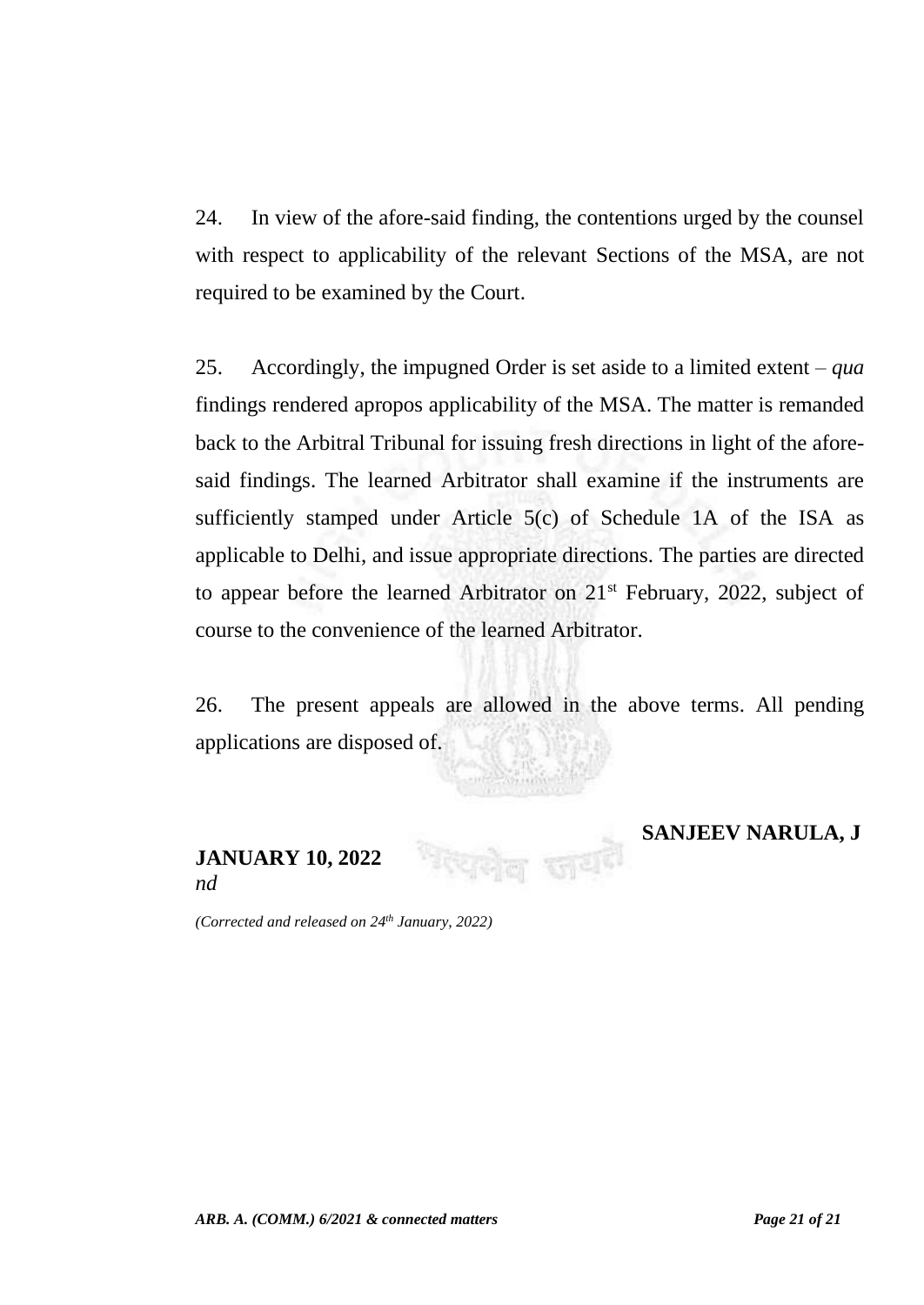24. In view of the afore-said finding, the contentions urged by the counsel with respect to applicability of the relevant Sections of the MSA, are not required to be examined by the Court.

25. Accordingly, the impugned Order is set aside to a limited extent – *qua* findings rendered apropos applicability of the MSA. The matter is remanded back to the Arbitral Tribunal for issuing fresh directions in light of the afore-said findings. The learned Arbitrator shall examine if the instruments are sufficiently stamped under Article 5(c) of Schedule 1A of the ISA as applicable to Delhi, and issue appropriate directions. The parties are directed to appear before the learned Arbitrator on 21st February, 2022, subject of course to the convenience of the learned Arbitrator.

26. The present appeals are allowed in the above terms. All pending applications are disposed of.

**SANJEEV NARULA, J**

**JANUARY 10, 2022**
*nd*

*(Corrected and released on 24th January, 2022)*